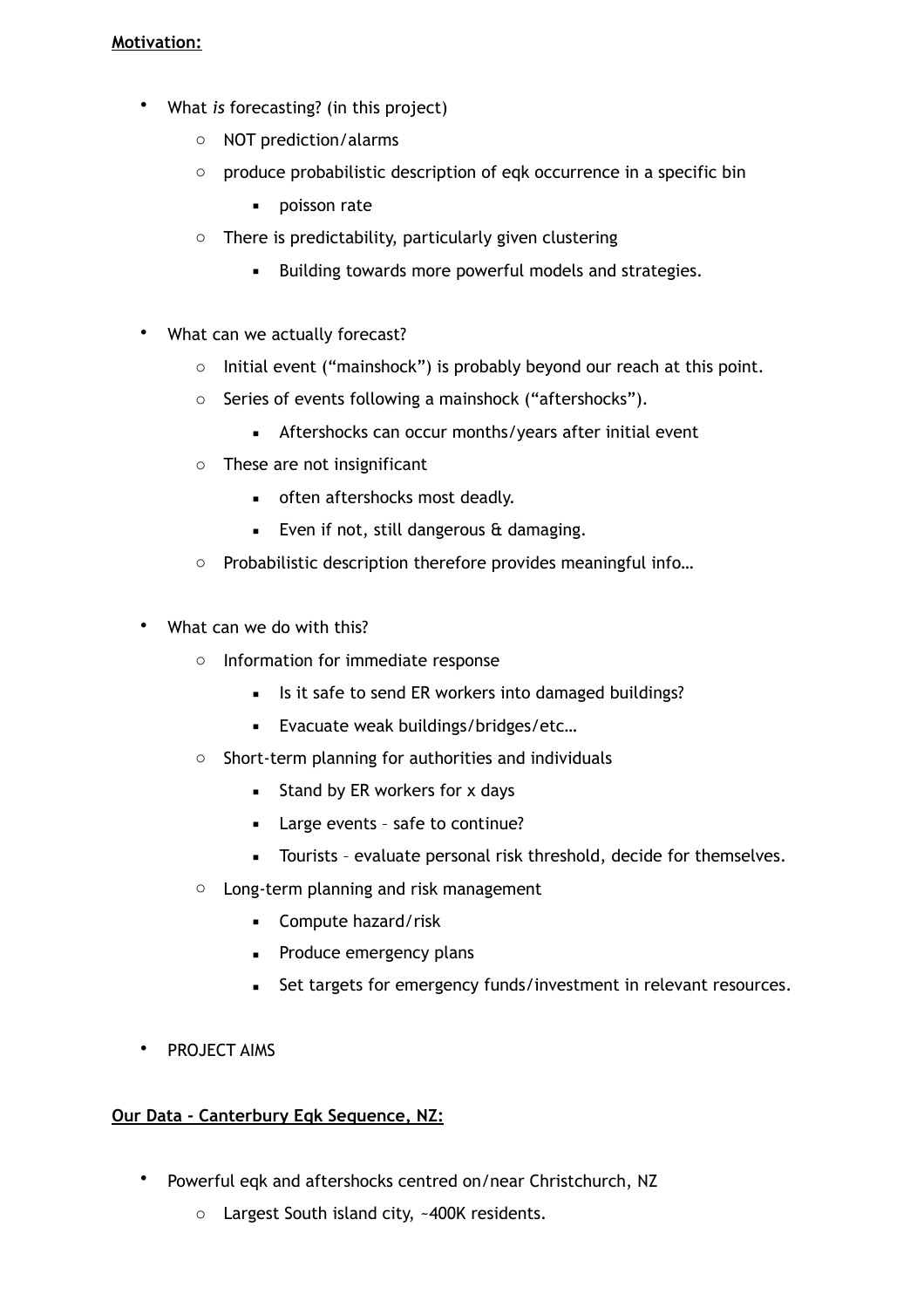**Motivation:**

- What *is* forecasting? (in this project)
  - NOT prediction/alarms
  - produce probabilistic description of eqk occurrence in a specific bin
    - poisson rate
  - There is predictability, particularly given clustering
    - Building towards more powerful models and strategies.

- What can we actually forecast?
  - Initial event (“mainshock”) is probably beyond our reach at this point.
  - Series of events following a mainshock (“aftershocks”).
    - Aftershocks can occur months/years after initial event
  - These are not insignificant
    - often aftershocks most deadly.
    - Even if not, still dangerous & damaging.
  - Probabilistic description therefore provides meaningful info…

- What can we do with this?
  - Information for immediate response
    - Is it safe to send ER workers into damaged buildings?
    - Evacuate weak buildings/bridges/etc…
  - Short-term planning for authorities and individuals
    - Stand by ER workers for x days
    - Large events – safe to continue?
    - Tourists – evaluate personal risk threshold, decide for themselves.
  - Long-term planning and risk management
    - Compute hazard/risk
    - Produce emergency plans
    - Set targets for emergency funds/investment in relevant resources.

- PROJECT AIMS

**Our Data - Canterbury Eqk Sequence, NZ:**

- Powerful eqk and aftershocks centred on/near Christchurch, NZ
  - Largest South island city, ~400K residents.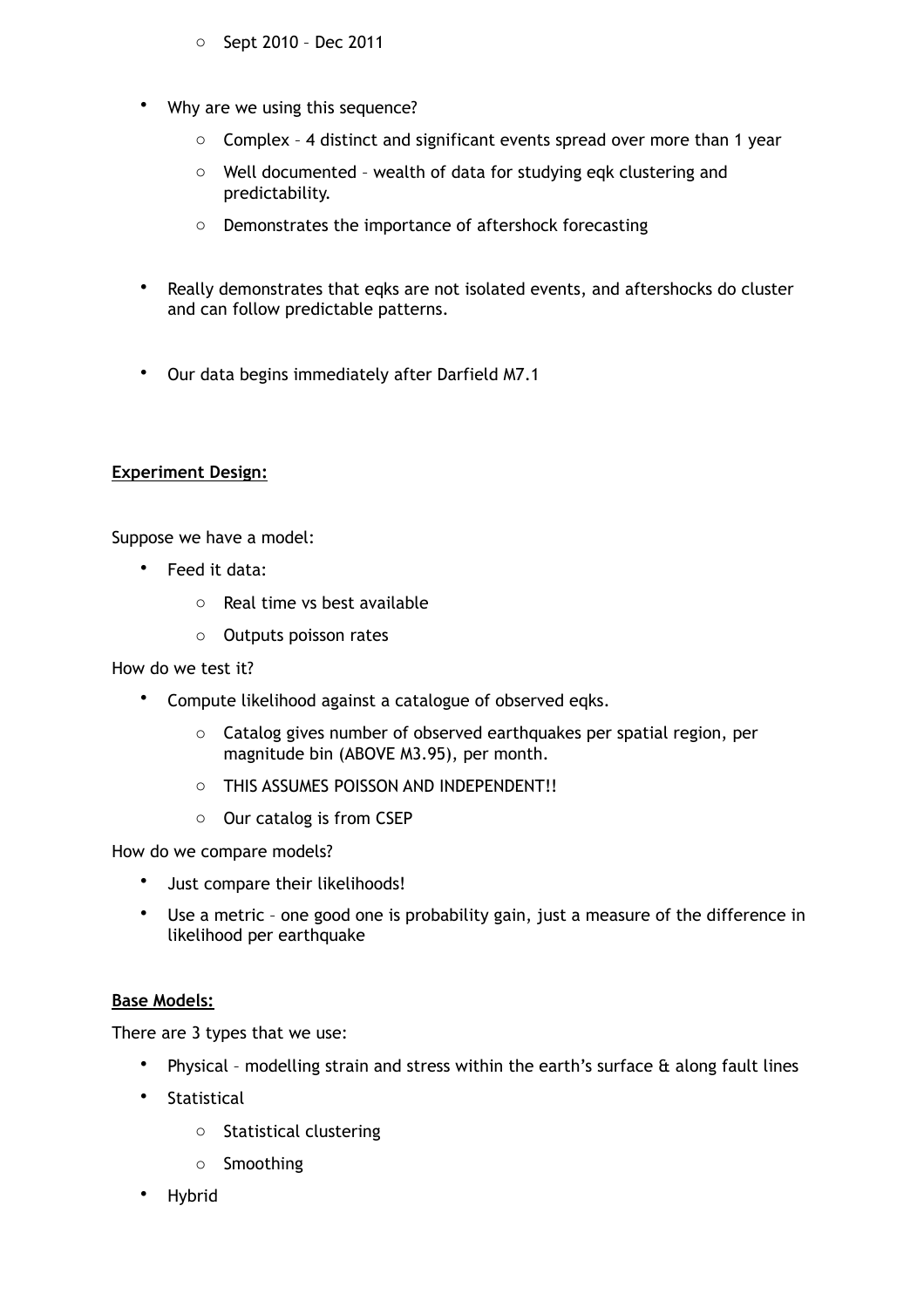- Sept 2010 – Dec 2011

- Why are we using this sequence?
  - Complex – 4 distinct and significant events spread over more than 1 year
  - Well documented – wealth of data for studying eqk clustering and predictability.
  - Demonstrates the importance of aftershock forecasting

- Really demonstrates that eqks are not isolated events, and aftershocks do cluster and can follow predictable patterns.

- Our data begins immediately after Darfield M7.1

**Experiment Design:**

Suppose we have a model:

- Feed it data:
  - Real time vs best available
  - Outputs poisson rates

How do we test it?

- Compute likelihood against a catalogue of observed eqks.
  - Catalog gives number of observed earthquakes per spatial region, per magnitude bin (ABOVE M3.95), per month.
  - THIS ASSUMES POISSON AND INDEPENDENT!!
  - Our catalog is from CSEP

How do we compare models?

- Just compare their likelihoods!
- Use a metric – one good one is probability gain, just a measure of the difference in likelihood per earthquake

**Base Models:**

There are 3 types that we use:

- Physical – modelling strain and stress within the earth's surface & along fault lines
- Statistical
  - Statistical clustering
  - Smoothing
- Hybrid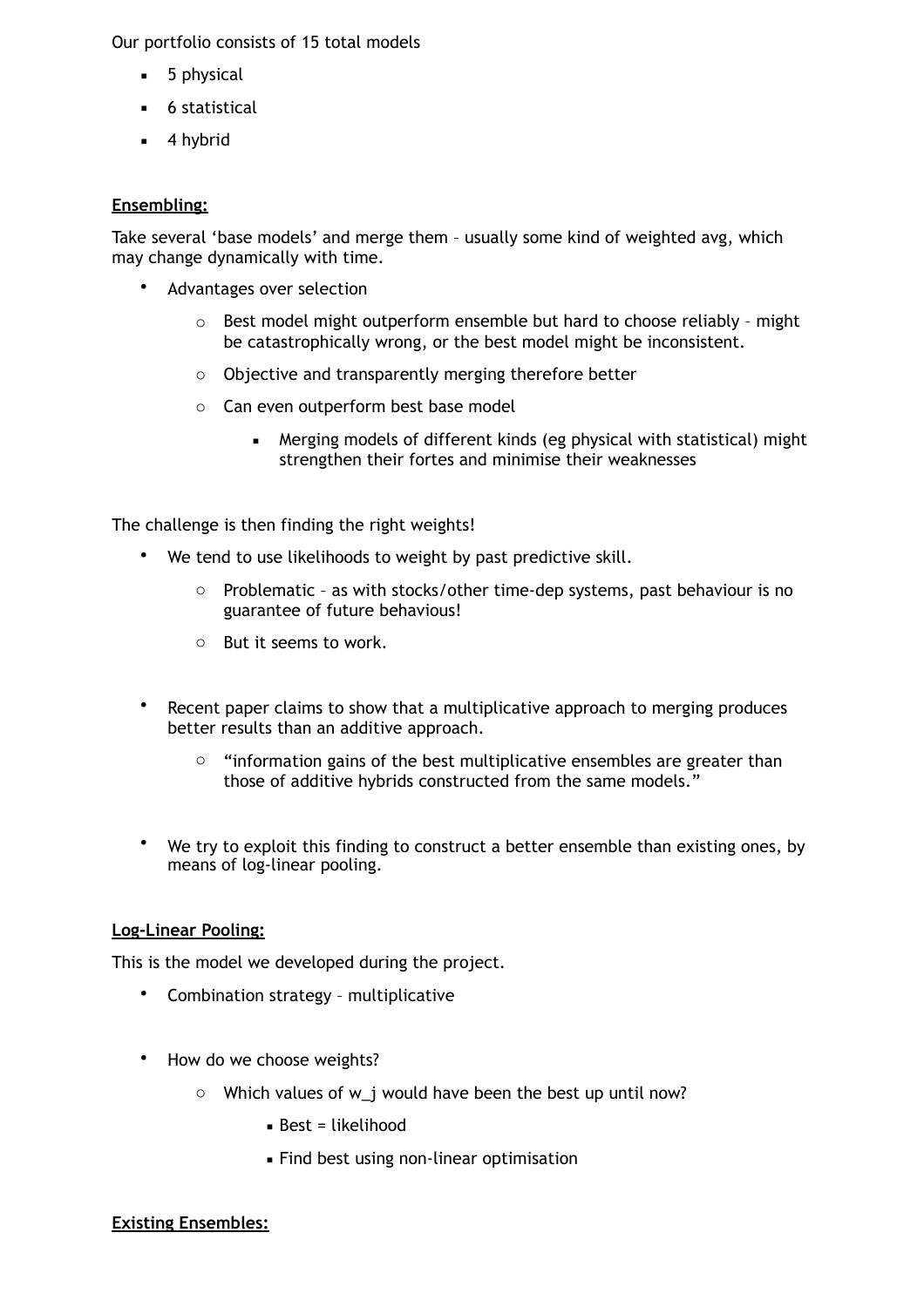Our portfolio consists of 15 total models

- 5 physical
- 6 statistical
- 4 hybrid

**Ensembling:**

Take several 'base models' and merge them – usually some kind of weighted avg, which may change dynamically with time.

- Advantages over selection
  - Best model might outperform ensemble but hard to choose reliably – might be catastrophically wrong, or the best model might be inconsistent.
  - Objective and transparently merging therefore better
  - Can even outperform best base model
    - Merging models of different kinds (eg physical with statistical) might strengthen their fortes and minimise their weaknesses

The challenge is then finding the right weights!

- We tend to use likelihoods to weight by past predictive skill.
  - Problematic – as with stocks/other time-dep systems, past behaviour is no guarantee of future behavious!
  - But it seems to work.

- Recent paper claims to show that a multiplicative approach to merging produces better results than an additive approach.
  - "information gains of the best multiplicative ensembles are greater than those of additive hybrids constructed from the same models."

- We try to exploit this finding to construct a better ensemble than existing ones, by means of log-linear pooling.

**Log-Linear Pooling:**

This is the model we developed during the project.

- Combination strategy – multiplicative

- How do we choose weights?
  - Which values of $w_j$ would have been the best up until now?
    - Best = likelihood
    - Find best using non-linear optimisation

**Existing Ensembles:**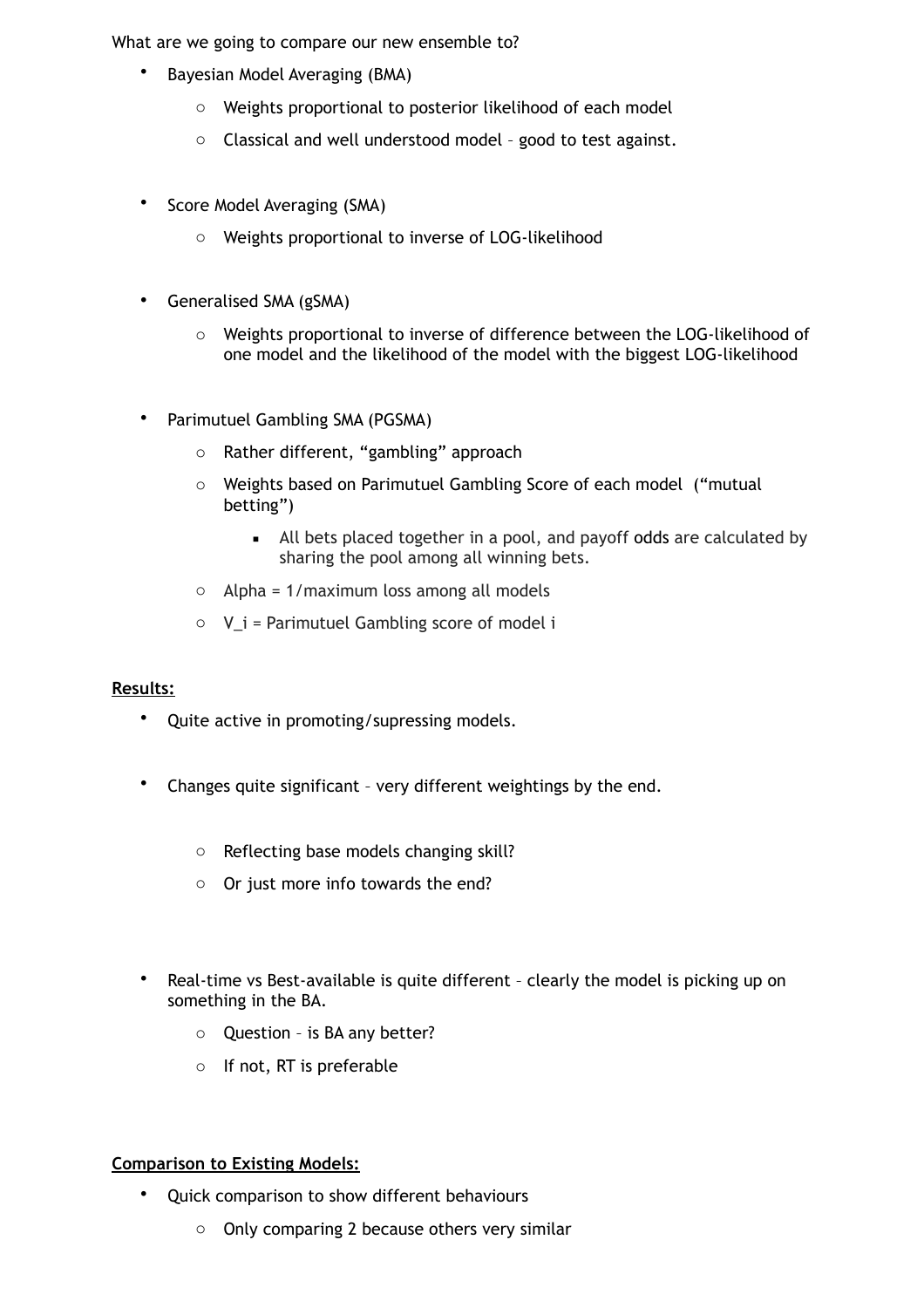What are we going to compare our new ensemble to?

- Bayesian Model Averaging (BMA)
  - Weights proportional to posterior likelihood of each model
  - Classical and well understood model – good to test against.

- Score Model Averaging (SMA)
  - Weights proportional to inverse of LOG-likelihood

- Generalised SMA (gSMA)
  - Weights proportional to inverse of difference between the LOG-likelihood of one model and the likelihood of the model with the biggest LOG-likelihood

- Parimutuel Gambling SMA (PGSMA)
  - Rather different, "gambling" approach
  - Weights based on Parimutuel Gambling Score of each model ("mutual betting")
    - All bets placed together in a pool, and payoff odds are calculated by sharing the pool among all winning bets.
  - Alpha = 1/maximum loss among all models
  - $V_i$ = Parimutuel Gambling score of model i

**<u>Results:</u>**

- Quite active in promoting/supressing models.

- Changes quite significant – very different weightings by the end.

  - Reflecting base models changing skill?
  - Or just more info towards the end?

- Real-time vs Best-available is quite different – clearly the model is picking up on something in the BA.
  - Question – is BA any better?
  - If not, RT is preferable

**<u>Comparison to Existing Models:</u>**

- Quick comparison to show different behaviours
  - Only comparing 2 because others very similar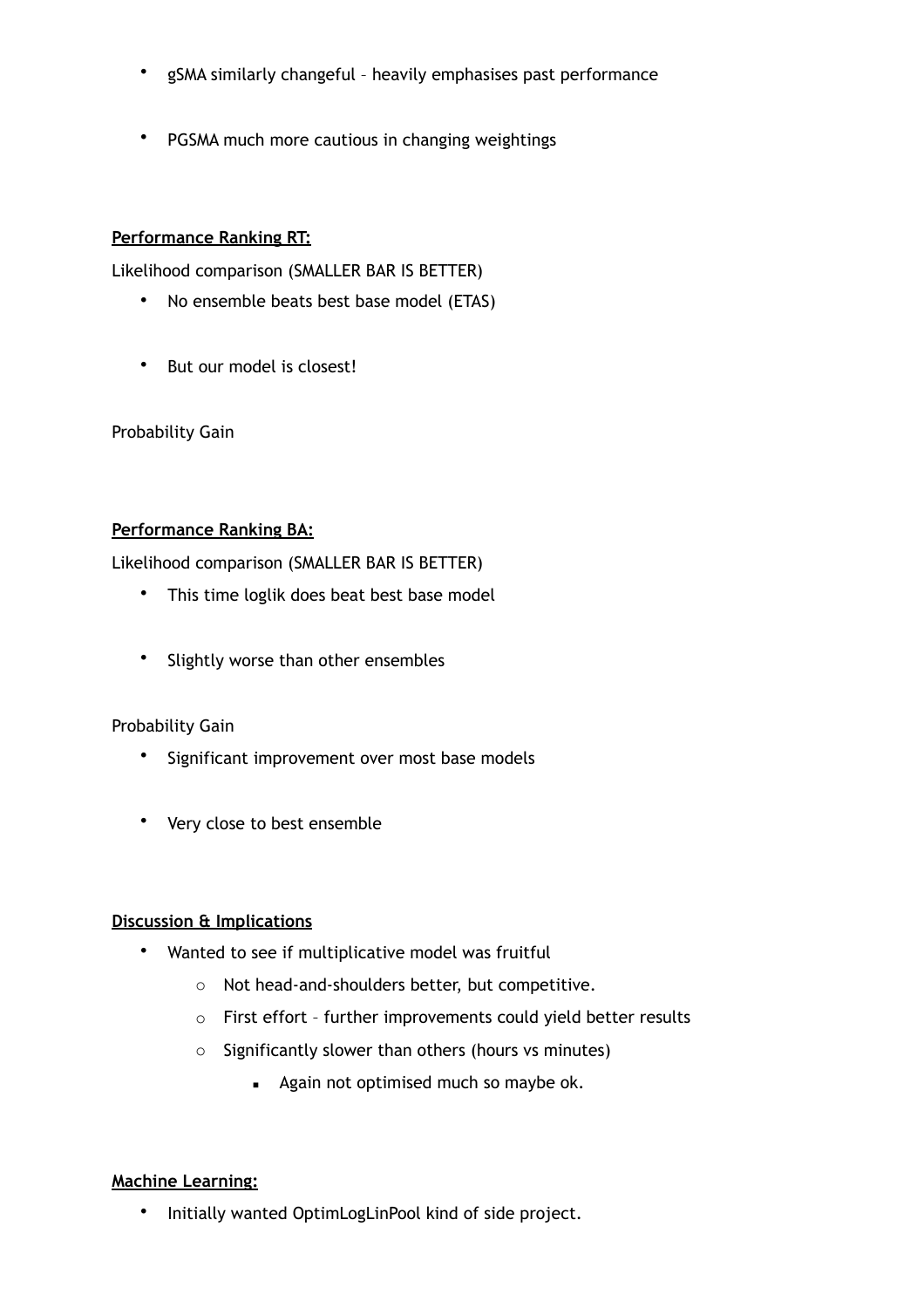- gSMA similarly changeful – heavily emphasises past performance

- PGSMA much more cautious in changing weightings

**Performance Ranking RT:**

Likelihood comparison (SMALLER BAR IS BETTER)

- No ensemble beats best base model (ETAS)

- But our model is closest!

Probability Gain

**Performance Ranking BA:**

Likelihood comparison (SMALLER BAR IS BETTER)

- This time loglik does beat best base model

- Slightly worse than other ensembles

Probability Gain

- Significant improvement over most base models

- Very close to best ensemble

**Discussion & Implications**

- Wanted to see if multiplicative model was fruitful
    - Not head-and-shoulders better, but competitive.
    - First effort – further improvements could yield better results
    - Significantly slower than others (hours vs minutes)
        - Again not optimised much so maybe ok.

**Machine Learning:**

- Initially wanted OptimLogLinPool kind of side project.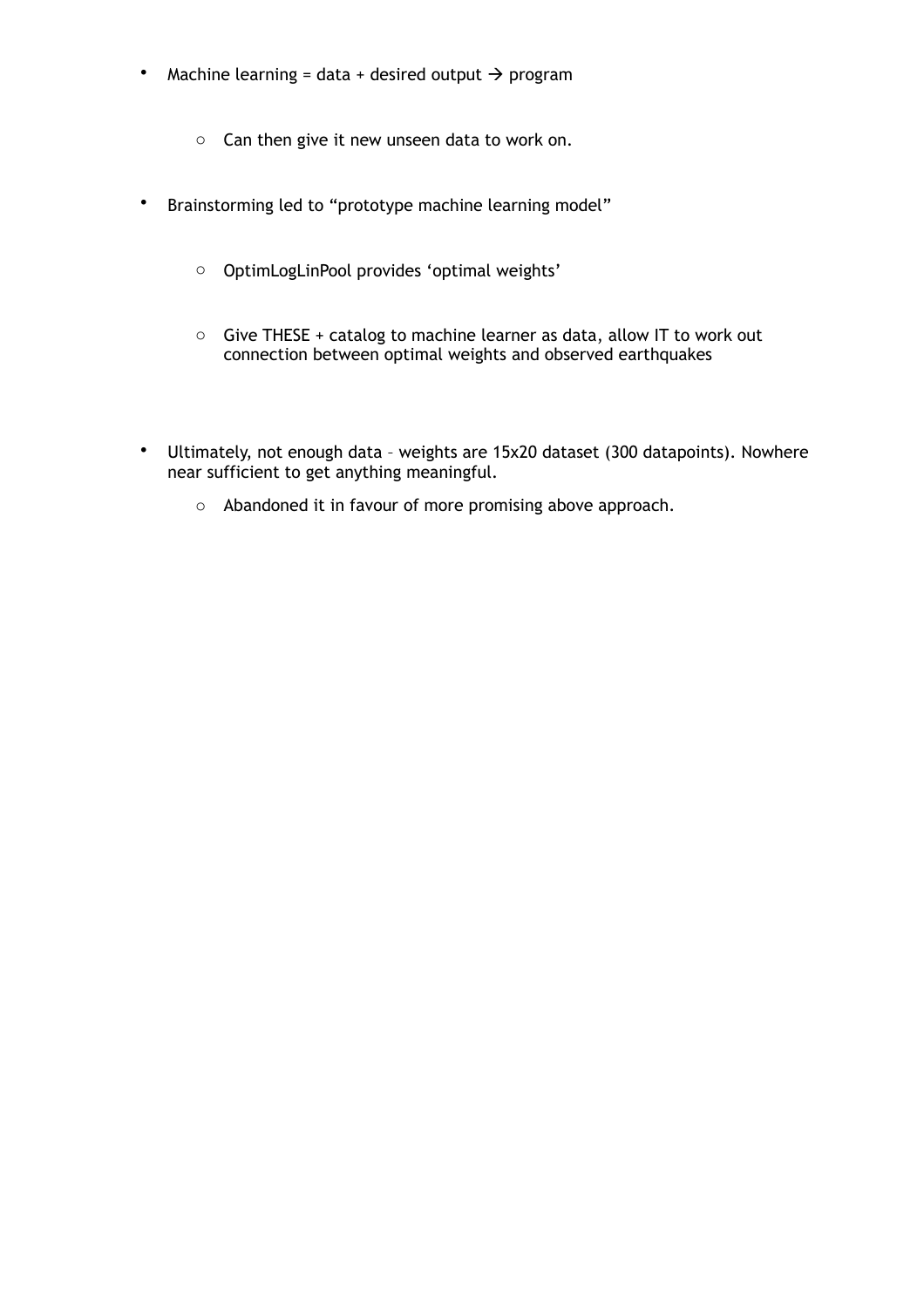- Machine learning = data + desired output → program
  - Can then give it new unseen data to work on.
- Brainstorming led to “prototype machine learning model”
  - OptimLogLinPool provides ‘optimal weights’
  - Give THESE + catalog to machine learner as data, allow IT to work out connection between optimal weights and observed earthquakes
- Ultimately, not enough data – weights are 15x20 dataset (300 datapoints). Nowhere near sufficient to get anything meaningful.
  - Abandoned it in favour of more promising above approach.